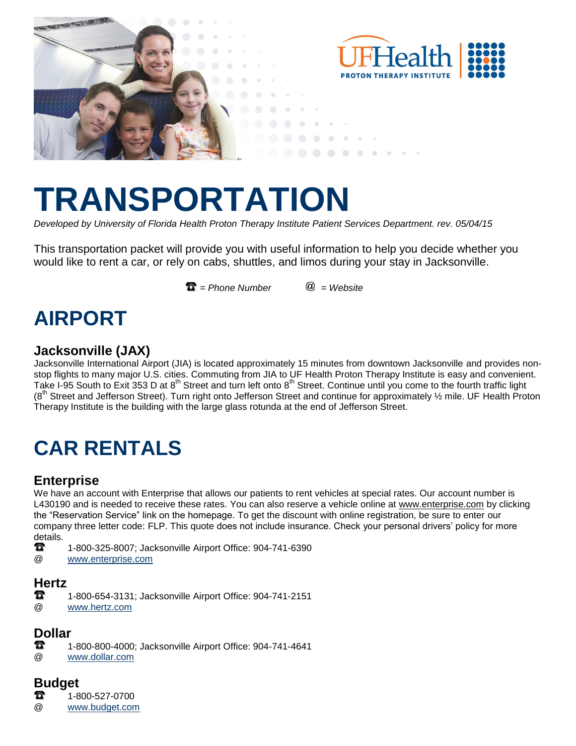# TRANSPORTATION

*Developed by University of Florida Health Proton Therapy Institute Patient Services Department. rev. 05/04/15*

This transportation packet will provide you with useful information to help you decide whether you would like to rent a car, or rely on cabs, shuttles, and limos during your stay in Jacksonville.

☎ = *Phone Number* @ = *Website*

## AIRPORT

### Jacksonville (JAX)

Jacksonville International Airport (JIA) is located approximately 15 minutes from downtown Jacksonville and provides non-stop flights to many major U.S. cities. Commuting from JIA to UF Health Proton Therapy Institute is easy and convenient. Take I-95 South to Exit 353 D at 8th Street and turn left onto 8th Street. Continue until you come to the fourth traffic light (8th Street and Jefferson Street). Turn right onto Jefferson Street and continue for approximately ½ mile. UF Health Proton Therapy Institute is the building with the large glass rotunda at the end of Jefferson Street.

## CAR RENTALS

### Enterprise

We have an account with Enterprise that allows our patients to rent vehicles at special rates. Our account number is L430190 and is needed to receive these rates. You can also reserve a vehicle online at www.enterprise.com by clicking the "Reservation Service" link on the homepage. To get the discount with online registration, be sure to enter our company three letter code: FLP. This quote does not include insurance. Check your personal drivers' policy for more details.

☎ 1-800-325-8007; Jacksonville Airport Office: 904-741-6390
@ www.enterprise.com

### Hertz

☎ 1-800-654-3131; Jacksonville Airport Office: 904-741-2151
@ www.hertz.com

### Dollar

☎ 1-800-800-4000; Jacksonville Airport Office: 904-741-4641
@ www.dollar.com

### Budget

☎ 1-800-527-0700
@ www.budget.com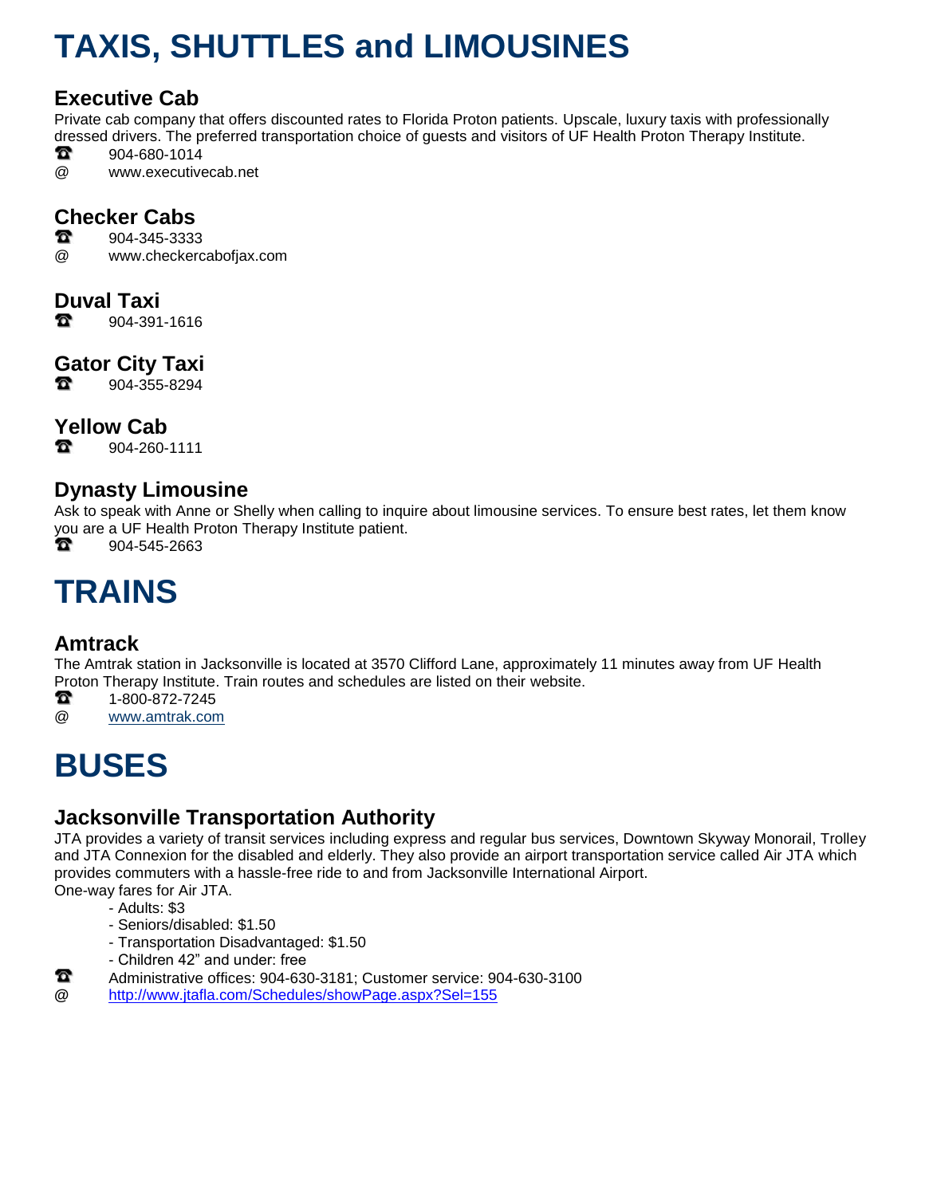# TAXIS, SHUTTLES and LIMOUSINES

## Executive Cab

Private cab company that offers discounted rates to Florida Proton patients. Upscale, luxury taxis with professionally dressed drivers. The preferred transportation choice of guests and visitors of UF Health Proton Therapy Institute.

☎ 904-680-1014
@ www.executivecab.net

## Checker Cabs

☎ 904-345-3333
@ www.checkercabofjax.com

## Duval Taxi

☎ 904-391-1616

## Gator City Taxi

☎ 904-355-8294

## Yellow Cab

☎ 904-260-1111

## Dynasty Limousine

Ask to speak with Anne or Shelly when calling to inquire about limousine services. To ensure best rates, let them know you are a UF Health Proton Therapy Institute patient.

☎ 904-545-2663

# TRAINS

## Amtrack

The Amtrak station in Jacksonville is located at 3570 Clifford Lane, approximately 11 minutes away from UF Health Proton Therapy Institute. Train routes and schedules are listed on their website.

☎ 1-800-872-7245
@ www.amtrak.com

# BUSES

## Jacksonville Transportation Authority

JTA provides a variety of transit services including express and regular bus services, Downtown Skyway Monorail, Trolley and JTA Connexion for the disabled and elderly. They also provide an airport transportation service called Air JTA which provides commuters with a hassle-free ride to and from Jacksonville International Airport.

One-way fares for Air JTA.

- Adults: $3
- Seniors/disabled: $1.50
- Transportation Disadvantaged: $1.50
- Children 42" and under: free

☎ Administrative offices: 904-630-3181; Customer service: 904-630-3100
@ http://www.jtafla.com/Schedules/showPage.aspx?Sel=155